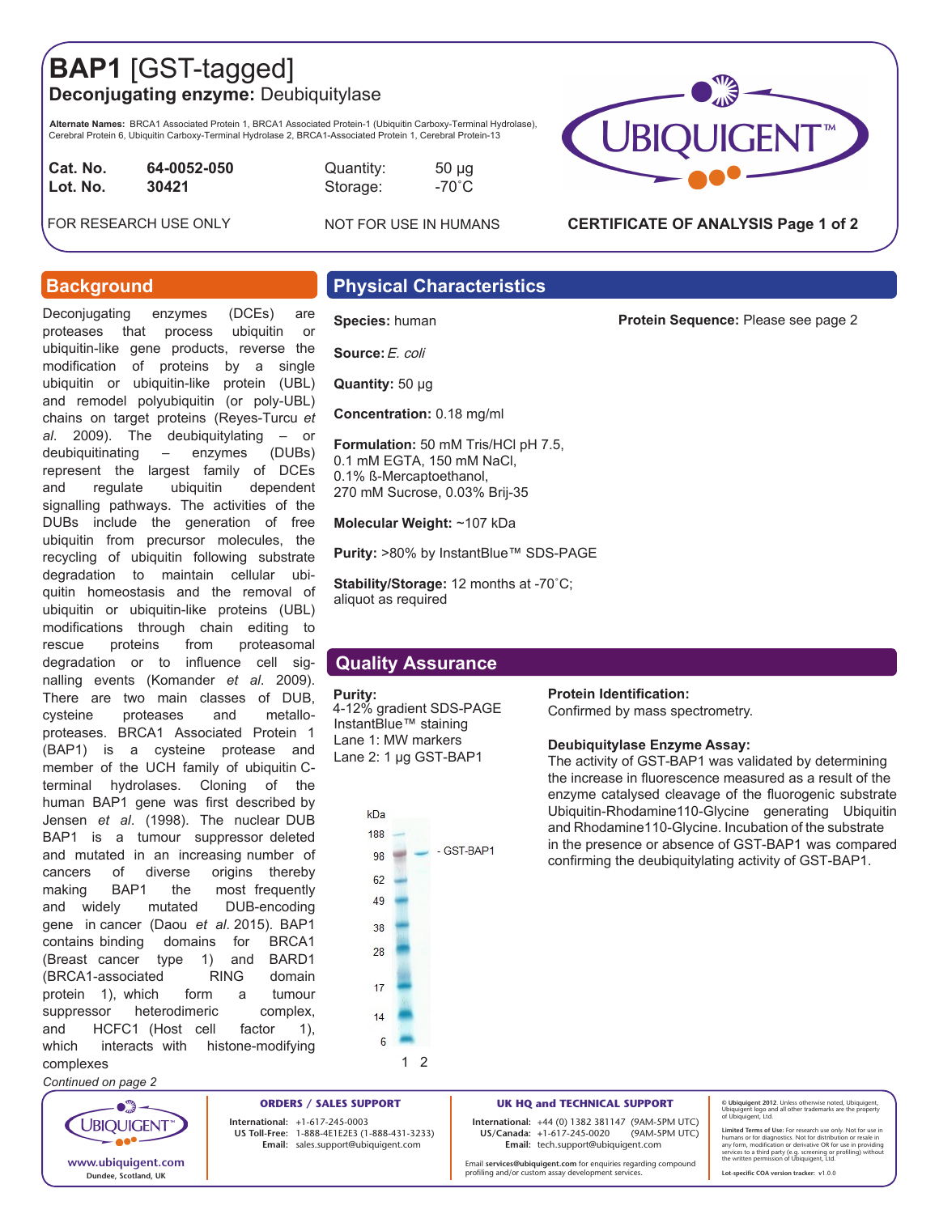# BAP1 [GST-tagged]

**Deconjugating enzyme:** Deubiquitylase

**Alternate Names:** BRCA1 Associated Protein 1, BRCA1 Associated Protein-1 (Ubiquitin Carboxy-Terminal Hydrolase), Cerebral Protein 6, Ubiquitin Carboxy-Terminal Hydrolase 2, BRCA1-Associated Protein 1, Cerebral Protein-13

| | | | |
|---|---|---|---|
| **Cat. No.** | **64-0052-050** | Quantity: | 50 µg |
| **Lot. No.** | **30421** | Storage: | -70˚C |

FOR RESEARCH USE ONLY

NOT FOR USE IN HUMANS

**CERTIFICATE OF ANALYSIS Page 1 of 2**

## Background

Deconjugating enzymes (DCEs) are proteases that process ubiquitin or ubiquitin-like gene products, reverse the modification of proteins by a single ubiquitin or ubiquitin-like protein (UBL) and remodel polyubiquitin (or poly-UBL) chains on target proteins (Reyes-Turcu *et al*. 2009). The deubiquitylating – or deubiquitinating – enzymes (DUBs) represent the largest family of DCEs and regulate ubiquitin dependent signalling pathways. The activities of the DUBs include the generation of free ubiquitin from precursor molecules, the recycling of ubiquitin following substrate degradation to maintain cellular ubiquitin homeostasis and the removal of ubiquitin or ubiquitin-like proteins (UBL) modifications through chain editing to rescue proteins from proteasomal degradation or to influence cell signalling events (Komander *et al*. 2009). There are two main classes of DUB, cysteine proteases and metalloproteases. BRCA1 Associated Protein 1 (BAP1) is a cysteine protease and member of the UCH family of ubiquitin C-terminal hydrolases. Cloning of the human BAP1 gene was first described by Jensen *et al*. (1998). The nuclear DUB BAP1 is a tumour suppressor deleted and mutated in an increasing number of cancers of diverse origins thereby making BAP1 the most frequently and widely mutated DUB-encoding gene in cancer (Daou *et al*. 2015). BAP1 contains binding domains for BRCA1 (Breast cancer type 1) and BARD1 (BRCA1-associated RING domain protein 1), which form a tumour suppressor heterodimeric complex, and HCFC1 (Host cell factor 1), which interacts with histone-modifying complexes

*Continued on page 2*

## Physical Characteristics

**Species:** human

**Protein Sequence:** Please see page 2

**Source:** *E. coli*

**Quantity:** 50 µg

**Concentration:** 0.18 mg/ml

**Formulation:** 50 mM Tris/HCl pH 7.5, 0.1 mM EGTA, 150 mM NaCl, 0.1% ß-Mercaptoethanol, 270 mM Sucrose, 0.03% Brij-35

**Molecular Weight:** ~107 kDa

**Purity:** >80% by InstantBlue™ SDS-PAGE

**Stability/Storage:** 12 months at -70˚C; aliquot as required

## Quality Assurance

**Purity:**
4-12% gradient SDS-PAGE
InstantBlue™ staining
Lane 1: MW markers
Lane 2: 1 µg GST-BAP1

kDa: 188, 98, 62, 49, 38, 28, 17, 14, 6 — GST-BAP1 (lanes 1, 2)

**Protein Identification:**
Confirmed by mass spectrometry.

**Deubiquitylase Enzyme Assay:**
The activity of GST-BAP1 was validated by determining the increase in fluorescence measured as a result of the enzyme catalysed cleavage of the fluorogenic substrate Ubiquitin-Rhodamine110-Glycine generating Ubiquitin and Rhodamine110-Glycine. Incubation of the substrate in the presence or absence of GST-BAP1 was compared confirming the deubiquitylating activity of GST-BAP1.

**ORDERS / SALES SUPPORT**
International: +1-617-245-0003
US Toll-Free: 1-888-4E1E2E3 (1-888-431-3233)
Email: sales.support@ubiquigent.com

**UK HQ and TECHNICAL SUPPORT**
International: +44 (0) 1382 381147 (9AM-5PM UTC)
US/Canada: +1-617-245-0020 (9AM-5PM UTC)
Email: tech.support@ubiquigent.com

Email **services@ubiquigent.com** for enquiries regarding compound profiling and/or custom assay development services.

www.ubiquigent.com
Dundee, Scotland, UK

**© Ubiquigent 2012.** Unless otherwise noted, Ubiquigent, Ubiquigent logo and all other trademarks are the property of Ubiquigent, Ltd.

**Limited Terms of Use:** For research use only. Not for use in humans or for diagnostics. Not for distribution or resale in any form, modification or derivative OR for use in providing services to a third party (e.g. screening or profiling) without the written permission of Ubiquigent, Ltd.

**Lot-specific COA version tracker:** v1.0.0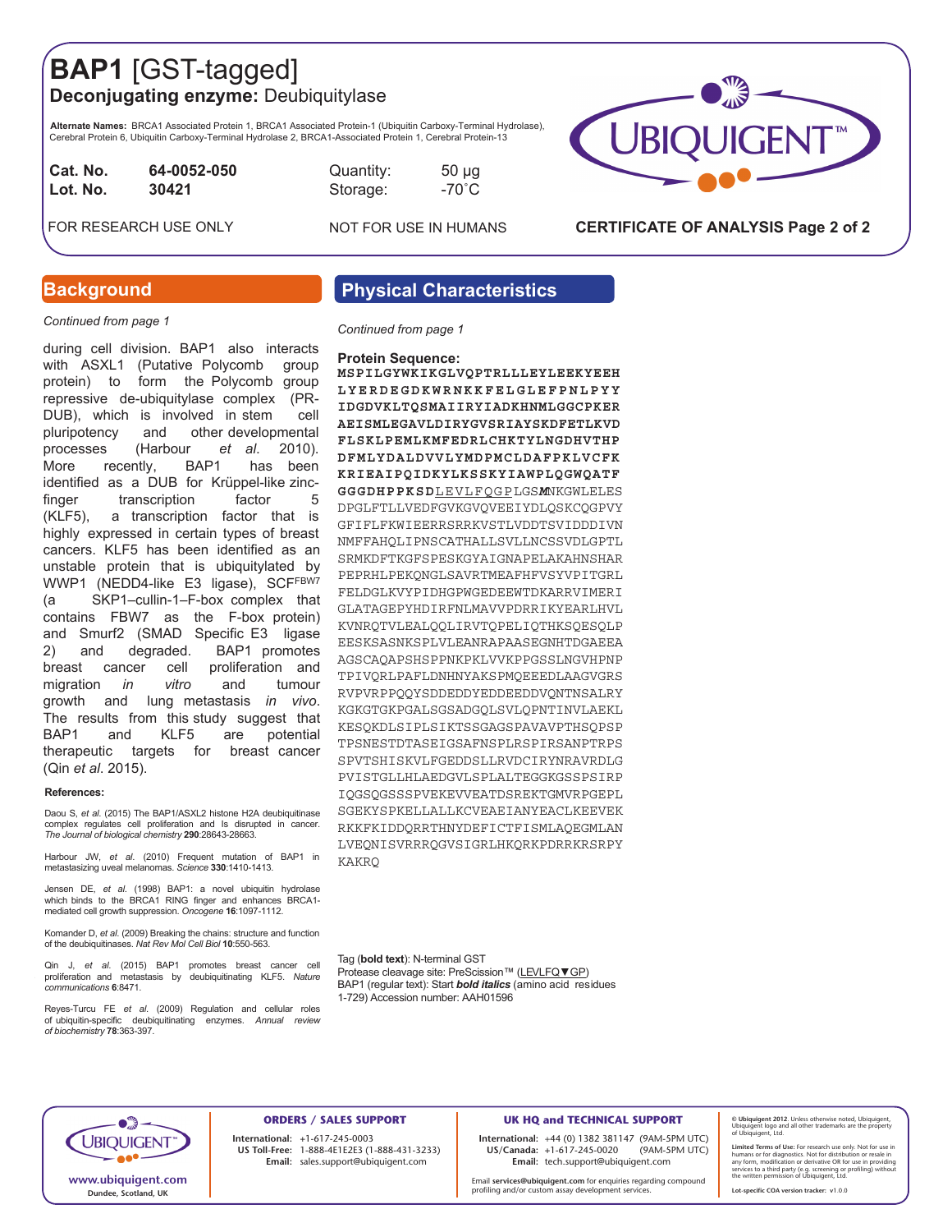# BAP1 [GST-tagged]

**Deconjugating enzyme:** Deubiquitylase

**Alternate Names:** BRCA1 Associated Protein 1, BRCA1 Associated Protein-1 (Ubiquitin Carboxy-Terminal Hydrolase), Cerebral Protein 6, Ubiquitin Carboxy-Terminal Hydrolase 2, BRCA1-Associated Protein 1, Cerebral Protein-13

| | | | |
|---|---|---|---|
| **Cat. No.** | **64-0052-050** | Quantity: | 50 µg |
| **Lot. No.** | **30421** | Storage: | -70˚C |

FOR RESEARCH USE ONLY NOT FOR USE IN HUMANS

**CERTIFICATE OF ANALYSIS Page 2 of 2**

## Background

*Continued from page 1*

during cell division. BAP1 also interacts with ASXL1 (Putative Polycomb group protein) to form the Polycomb group repressive de-ubiquitylase complex (PR-DUB), which is involved in stem cell pluripotency and other developmental processes (Harbour *et al*. 2010). More recently, BAP1 has been identified as a DUB for Krüppel-like zinc-finger transcription factor 5 (KLF5), a transcription factor that is highly expressed in certain types of breast cancers. KLF5 has been identified as an unstable protein that is ubiquitylated by WWP1 (NEDD4-like E3 ligase), $SCF^{FBW7}$ (a SKP1–cullin-1–F-box complex that contains FBW7 as the F-box protein) and Smurf2 (SMAD Specific E3 ligase 2) and degraded. BAP1 promotes breast cancer cell proliferation and migration *in vitro* and tumour growth and lung metastasis *in vivo*. The results from this study suggest that BAP1 and KLF5 are potential therapeutic targets for breast cancer (Qin *et al*. 2015).

### References:

Daou S, *et al.* (2015) The BAP1/ASXL2 histone H2A deubiquitinase complex regulates cell proliferation and Is disrupted in cancer. *The Journal of biological chemistry* **290**:28643-28663.

Harbour JW, *et al.* (2010) Frequent mutation of BAP1 in metastasizing uveal melanomas. *Science* **330**:1410-1413.

Jensen DE, *et al.* (1998) BAP1: a novel ubiquitin hydrolase which binds to the BRCA1 RING finger and enhances BRCA1-mediated cell growth suppression. *Oncogene* **16**:1097-1112.

Komander D, *et al.* (2009) Breaking the chains: structure and function of the deubiquitinases. *Nat Rev Mol Cell Biol* **10**:550-563.

Qin J, *et al.* (2015) BAP1 promotes breast cancer cell proliferation and metastasis by deubiquitinating KLF5. *Nature communications* **6**:8471.

Reyes-Turcu FE *et al.* (2009) Regulation and cellular roles of ubiquitin-specific deubiquitinating enzymes. *Annual review of biochemistry* **78**:363-397.

## Physical Characteristics

*Continued from page 1*

**Protein Sequence:**

**MSPILGYWKIKGLVQPTRLLLEYLEEKYEEH**
**LYERDEGDKWRNKKFELGLEFPNLPYY**
**IDGDVKLTQSMAIIRYIADKHNMLGGCPKER**
**AEISMLEGAVLDIRYGVSRIAYSKDFETLKVD**
**FLSKLPEMLKMFEDRLCHKTYLNGDHVTHP**
**DFMLYDALDVVLYMDPMCLDAFPKLVCFK**
**KRIEAIPQIDKYLKSSKYIAWPLQGWQATF**
**GGGDHPPKSD**LEVLFQGPLGS***M***NKGWLELES
DPGLFTLLVEDFGVKGVQVEEIYDLQSKCQGPVY
GFIFLFKWIEERRSRRKVSTLVDDTSVIDDDIVN
NMFFAHQLIPNSCATHALLSVLLNCSSVDLGPTL
SRMKDFTKGFSPESKGYAIGNAPELAKAHNSHAR
PEPRHLPEKQNGLSAVRTMEAFHFVSYVPITGRL
FELDGLKVYPIDHGPWGEDEEWTDKARRVIMERI
GLATAGEPYHDIRFNLMAVVPDRRIKYEARLHVL
KVNRQTVLEALQQLIRVTQPELIQTHKSQESQLP
EESKSASNKSPLVLEANRAPAASEGNHTDGAEEA
AGSCAQAPSHSPPNKPKLVVKPPGSSLNGVHPNP
TPIVQRLPAFLDNHNYAKSPMQEEEDLAAGVGRS
RVPVRPPQQYSDDEDDYEDDEEDDVQNTNSALRY
KGKGTGKPGALSGSADGQLSVLQPNTINVLAEKL
KESQKDLSIPLSIKTSSGAGSPAVAVPTHSQPSP
TPSNESTDTASEIGSAFNSPLRSPIRSANPTRPS
SPVTSHISKVLFGEDDSLLRVDCIRYNRAVRDLG
PVISTGLLHLAEDGVLSPLALTEGGKGSSPSIRP
IQGSQGSSSPVEKEVVEATDSREKTGMVRPGEPL
SGEKYSPKELLALLKCVEAEIANYEACLKEEVEK
RKKFKIDDQRRTHNYDEFICTFISMLAQEGMLAN
LVEQNISVRRRQGVSIGRLHKQRKPDRRKRSRPY
KAKRQ

Tag (**bold text**): N-terminal GST
Protease cleavage site: PreScission™ (LEVLFQ▼GP)
BAP1 (regular text): Start ***bold italics*** (amino acid residues 1-729) Accession number: AAH01596

---

**ORDERS / SALES SUPPORT**
International: +1-617-245-0003
US Toll-Free: 1-888-4E1E2E3 (1-888-431-3233)
Email: sales.support@ubiquigent.com

**UK HQ and TECHNICAL SUPPORT**
International: +44 (0) 1382 381147 (9AM-5PM UTC)
US/Canada: +1-617-245-0020 (9AM-5PM UTC)
Email: tech.support@ubiquigent.com

Email **services@ubiquigent.com** for enquiries regarding compound profiling and/or custom assay development services.

www.ubiquigent.com
Dundee, Scotland, UK

© **Ubiquigent 2012**. Unless otherwise noted, Ubiquigent, Ubiquigent logo and all other trademarks are the property of Ubiquigent, Ltd.

**Limited Terms of Use:** For research use only. Not for use in humans or for diagnostics. Not for distribution or resale in any form, modification or derivative OR for use in providing services to a third party (e.g. screening or profiling) without the written permission of Ubiquigent, Ltd.

**Lot-specific COA version tracker:** v1.0.0